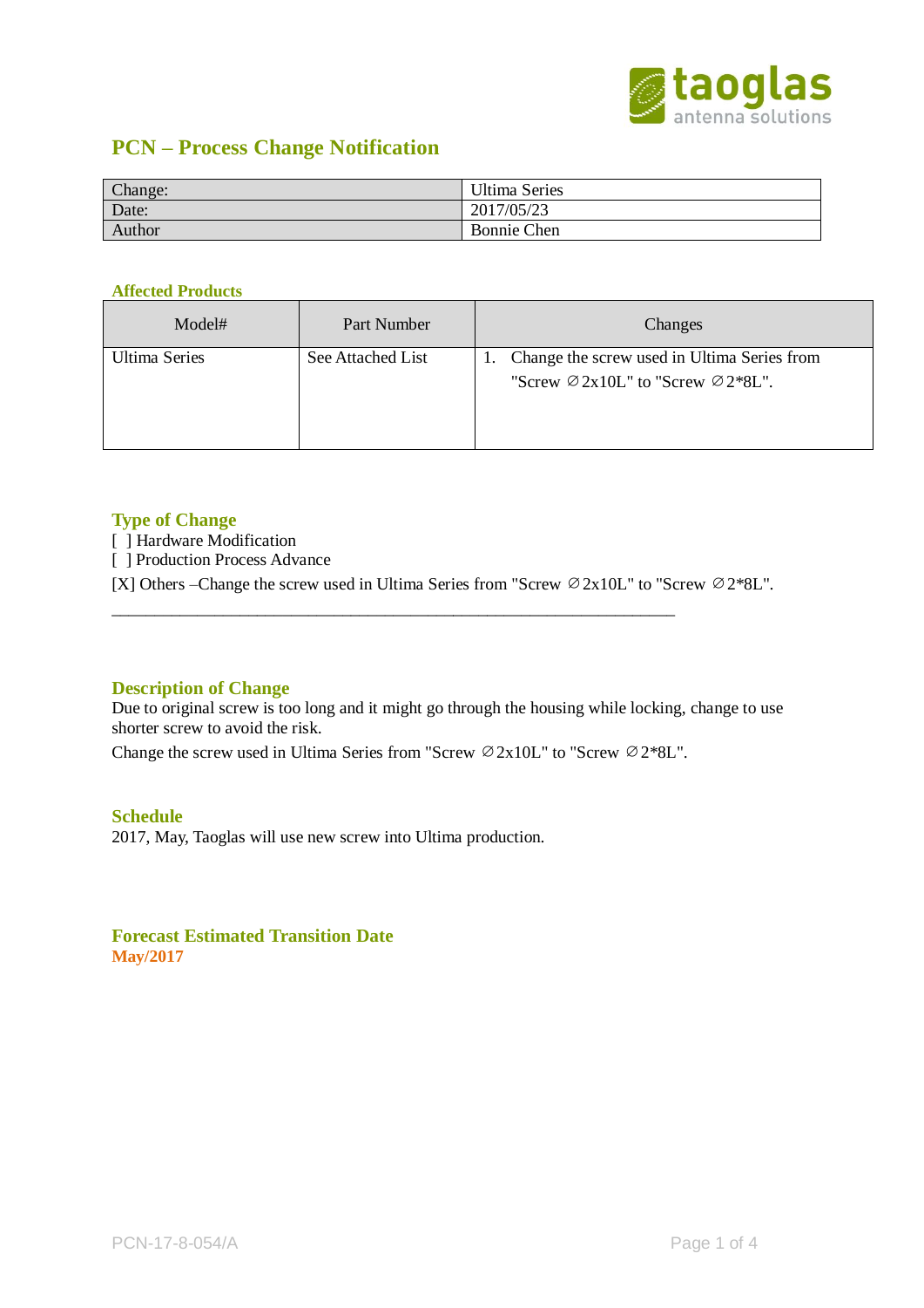# PCN – Process Change Notification

| Change: | Ultima Series |
|---|---|
| Date: | 2017/05/23 |
| Author | Bonnie Chen |

## Affected Products

| Model# | Part Number | Changes |
|---|---|---|
| Ultima Series | See Attached List | 1. Change the screw used in Ultima Series from "Screw ∅2x10L" to "Screw ∅2*8L". |

## Type of Change

[ ] Hardware Modification
[ ] Production Process Advance
[X] Others –Change the screw used in Ultima Series from "Screw ∅2x10L" to "Screw ∅2*8L".

---

## Description of Change

Due to original screw is too long and it might go through the housing while locking, change to use shorter screw to avoid the risk.

Change the screw used in Ultima Series from "Screw ∅2x10L" to "Screw ∅2*8L".

## Schedule

2017, May, Taoglas will use new screw into Ultima production.

## Forecast Estimated Transition Date

**May/2017**

PCN-17-8-054/A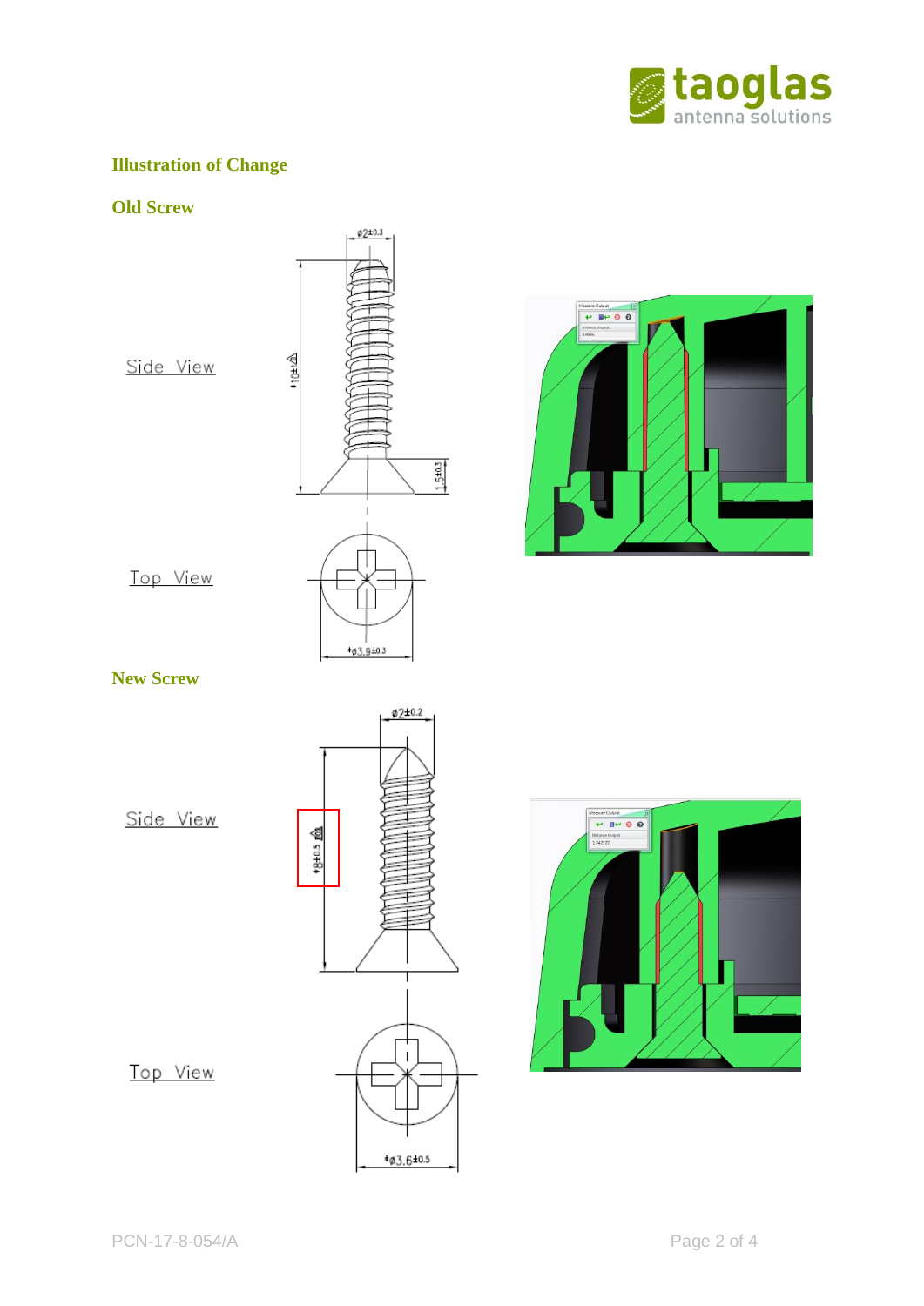## Illustration of Change

### Old Screw

Side View

Top View

### New Screw

Side View

Top View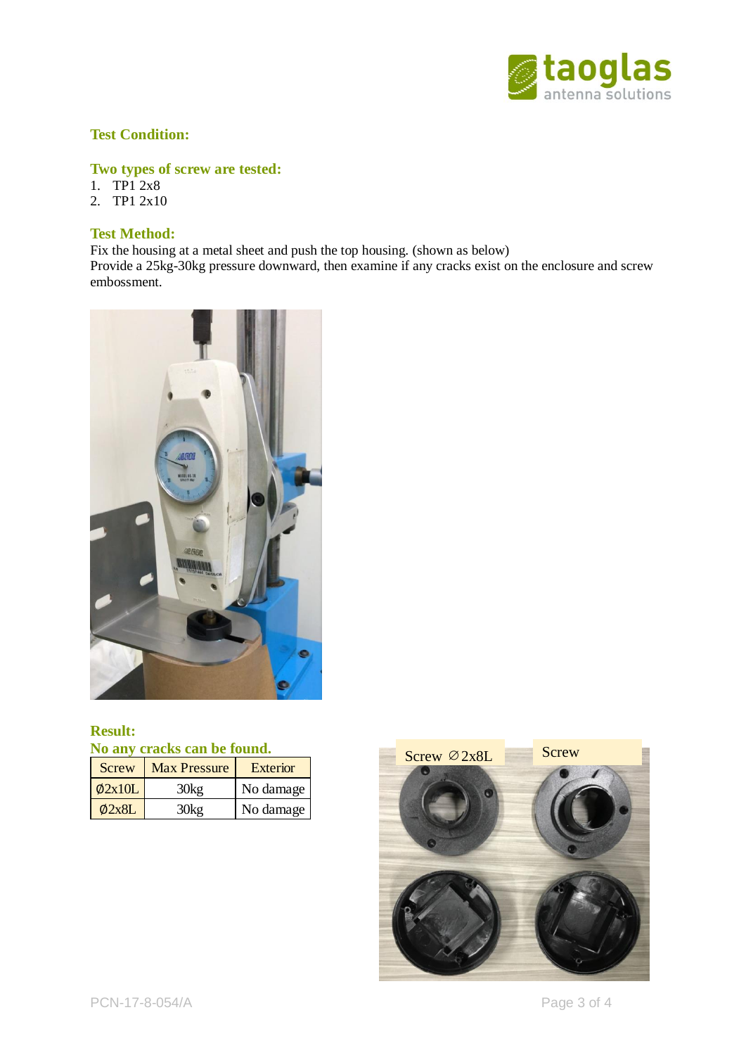## Test Condition:

## Two types of screw are tested:

1. TP1 2x8
2. TP1 2x10

## Test Method:

Fix the housing at a metal sheet and push the top housing. (shown as below)
Provide a 25kg-30kg pressure downward, then examine if any cracks exist on the enclosure and screw embossment.

## Result:

## No any cracks can be found.

| Screw | Max Pressure | Exterior |
|---|---|---|
| Ø2x10L | 30kg | No damage |
| Ø2x8L | 30kg | No damage |

Screw ∅2x8L

Screw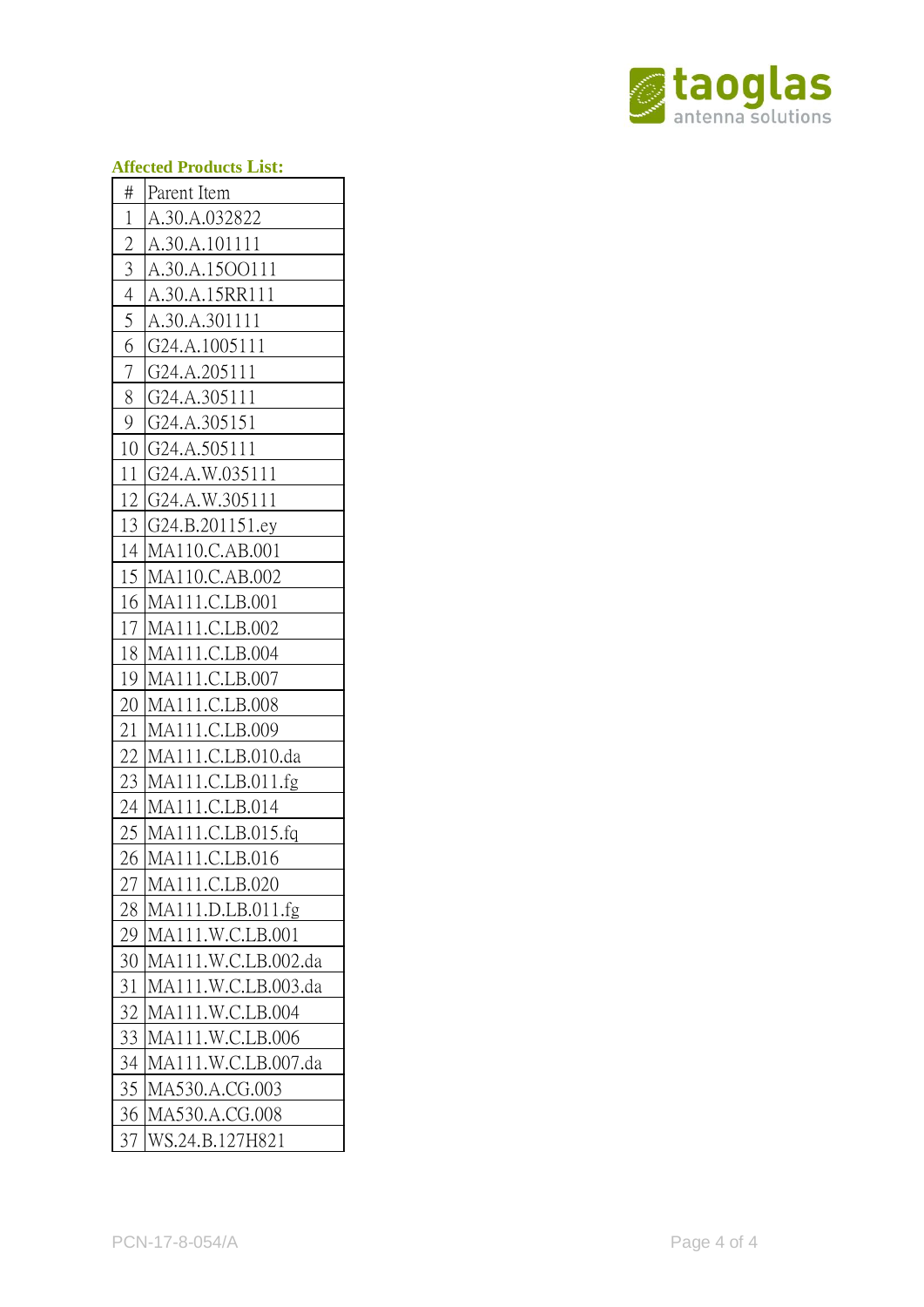**Affected Products List:**

| # | Parent Item |
|---|---|
| 1 | A.30.A.032822 |
| 2 | A.30.A.101111 |
| 3 | A.30.A.15OO111 |
| 4 | A.30.A.15RR111 |
| 5 | A.30.A.301111 |
| 6 | G24.A.1005111 |
| 7 | G24.A.205111 |
| 8 | G24.A.305111 |
| 9 | G24.A.305151 |
| 10 | G24.A.505111 |
| 11 | G24.A.W.035111 |
| 12 | G24.A.W.305111 |
| 13 | G24.B.201151.ey |
| 14 | MA110.C.AB.001 |
| 15 | MA110.C.AB.002 |
| 16 | MA111.C.LB.001 |
| 17 | MA111.C.LB.002 |
| 18 | MA111.C.LB.004 |
| 19 | MA111.C.LB.007 |
| 20 | MA111.C.LB.008 |
| 21 | MA111.C.LB.009 |
| 22 | MA111.C.LB.010.da |
| 23 | MA111.C.LB.011.fg |
| 24 | MA111.C.LB.014 |
| 25 | MA111.C.LB.015.fq |
| 26 | MA111.C.LB.016 |
| 27 | MA111.C.LB.020 |
| 28 | MA111.D.LB.011.fg |
| 29 | MA111.W.C.LB.001 |
| 30 | MA111.W.C.LB.002.da |
| 31 | MA111.W.C.LB.003.da |
| 32 | MA111.W.C.LB.004 |
| 33 | MA111.W.C.LB.006 |
| 34 | MA111.W.C.LB.007.da |
| 35 | MA530.A.CG.003 |
| 36 | MA530.A.CG.008 |
| 37 | WS.24.B.127H821 |